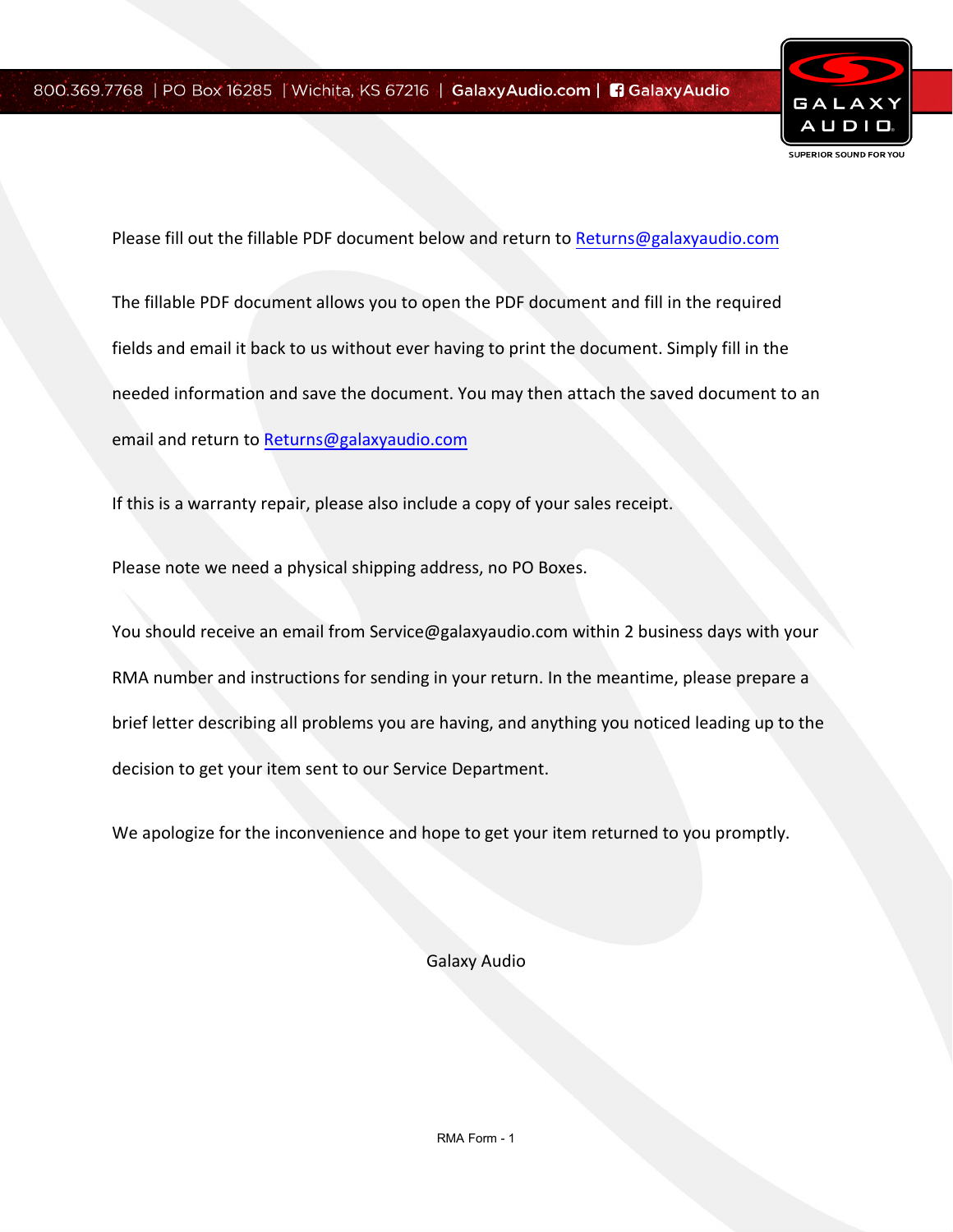800.369.7768 | PO Box 16285 | Wichita, KS 67216 | GalaxyAudio.com | GalaxyAudio

Please fill out the fillable PDF document below and return to Returns@galaxyaudio.com

The fillable PDF document allows you to open the PDF document and fill in the required fields and email it back to us without ever having to print the document. Simply fill in the needed information and save the document. You may then attach the saved document to an email and return to Returns@galaxyaudio.com

If this is a warranty repair, please also include a copy of your sales receipt.

Please note we need a physical shipping address, no PO Boxes.

You should receive an email from Service@galaxyaudio.com within 2 business days with your RMA number and instructions for sending in your return. In the meantime, please prepare a brief letter describing all problems you are having, and anything you noticed leading up to the decision to get your item sent to our Service Department.

We apologize for the inconvenience and hope to get your item returned to you promptly.

Galaxy Audio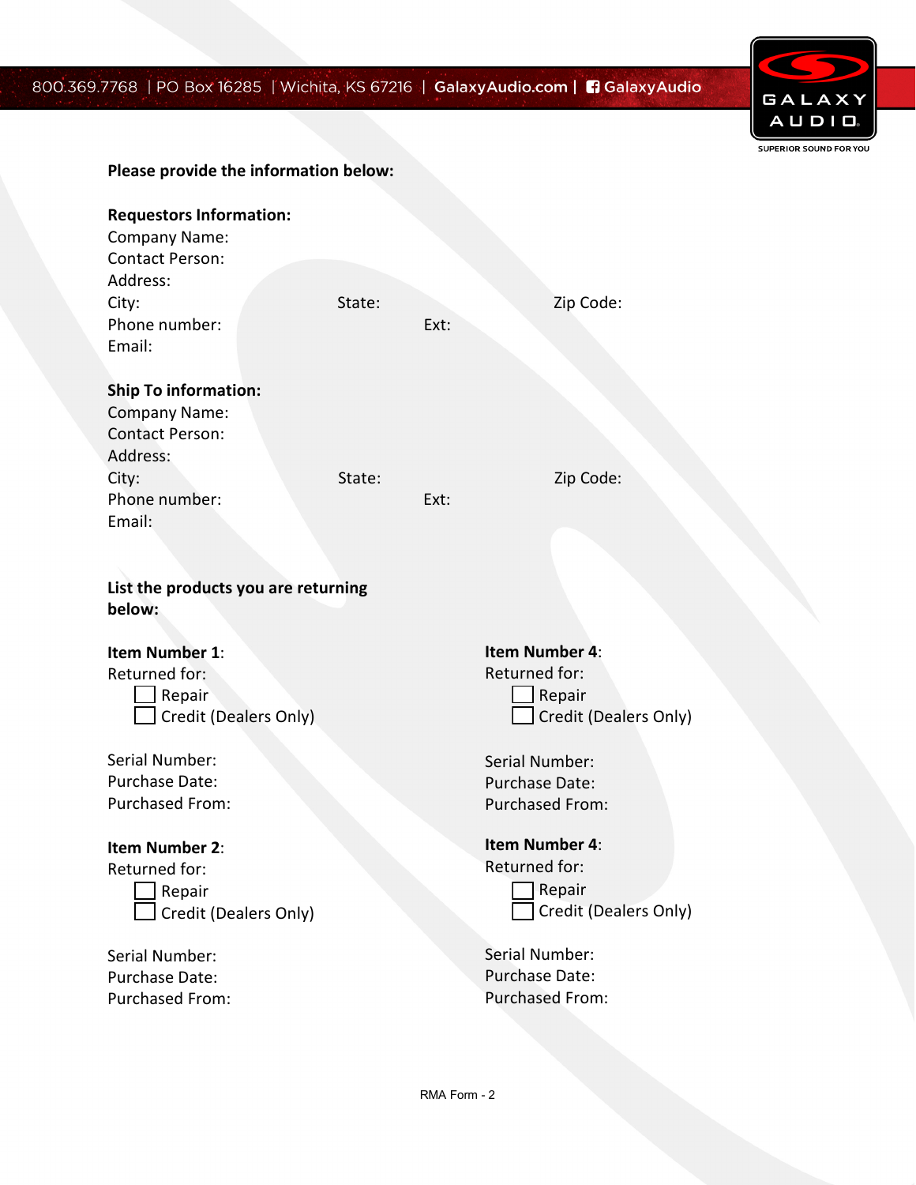800.369.7768 | PO Box 16285 | Wichita, KS 67216 | GalaxyAudio.com | GalaxyAudio

**Please provide the information below:**

**Requestors Information:**

Company Name:

Contact Person:

Address:

City: State: Zip Code:

Phone number: Ext:

Email:

**Ship To information:**

Company Name:

Contact Person:

Address:

City: State: Zip Code:

Phone number: Ext:

Email:

**List the products you are returning below:**

**Item Number 1**:

Returned for:

- ☐ Repair
- ☐ Credit (Dealers Only)

Serial Number:

Purchase Date:

Purchased From:

**Item Number 2**:

Returned for:

- ☐ Repair
- ☐ Credit (Dealers Only)

Serial Number:

Purchase Date:

Purchased From:

**Item Number 4**:

Returned for:

- ☐ Repair
- ☐ Credit (Dealers Only)

Serial Number:

Purchase Date:

Purchased From:

**Item Number 4**:

Returned for:

- ☐ Repair
- ☐ Credit (Dealers Only)

Serial Number:

Purchase Date:

Purchased From: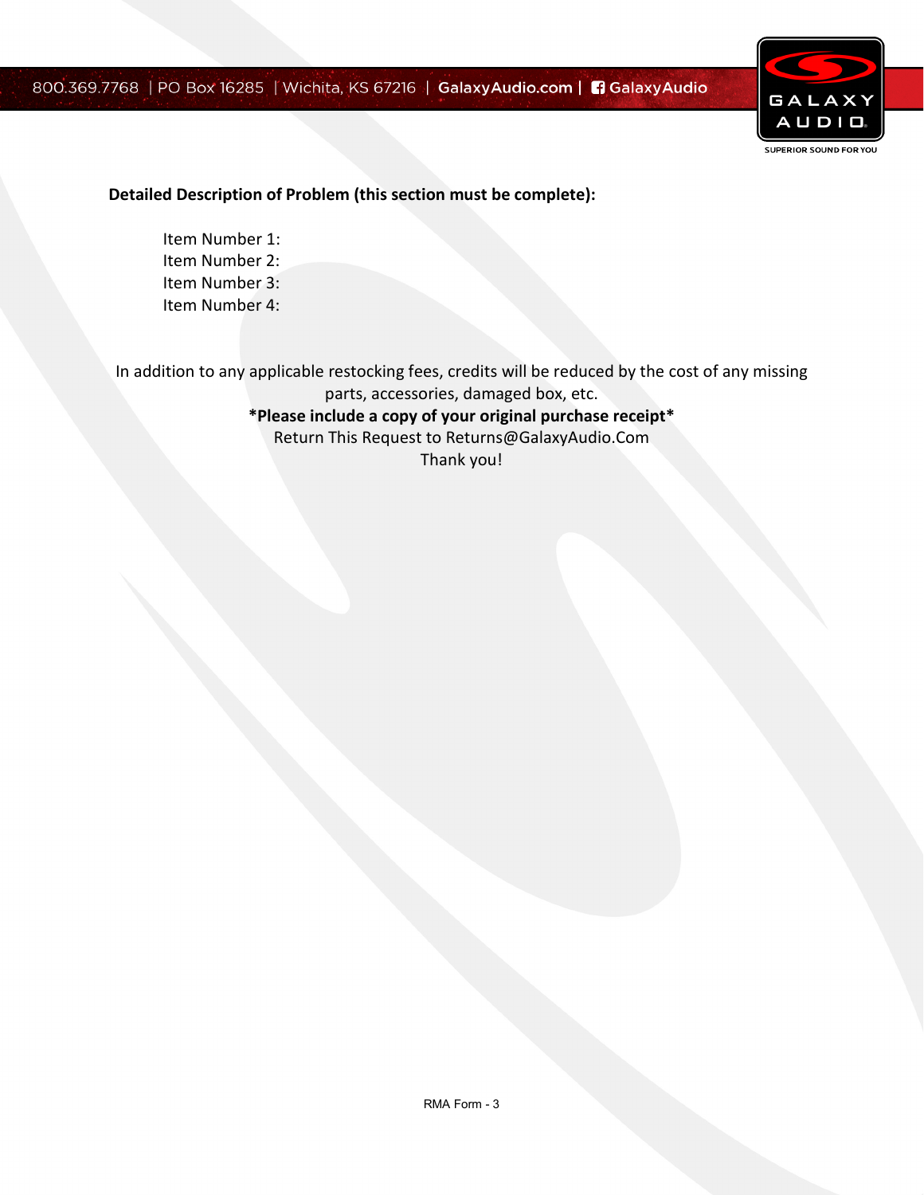**Detailed Description of Problem (this section must be complete):**

Item Number 1:
Item Number 2:
Item Number 3:
Item Number 4:

In addition to any applicable restocking fees, credits will be reduced by the cost of any missing parts, accessories, damaged box, etc.

***Please include a copy of your original purchase receipt***

Return This Request to Returns@GalaxyAudio.Com

Thank you!